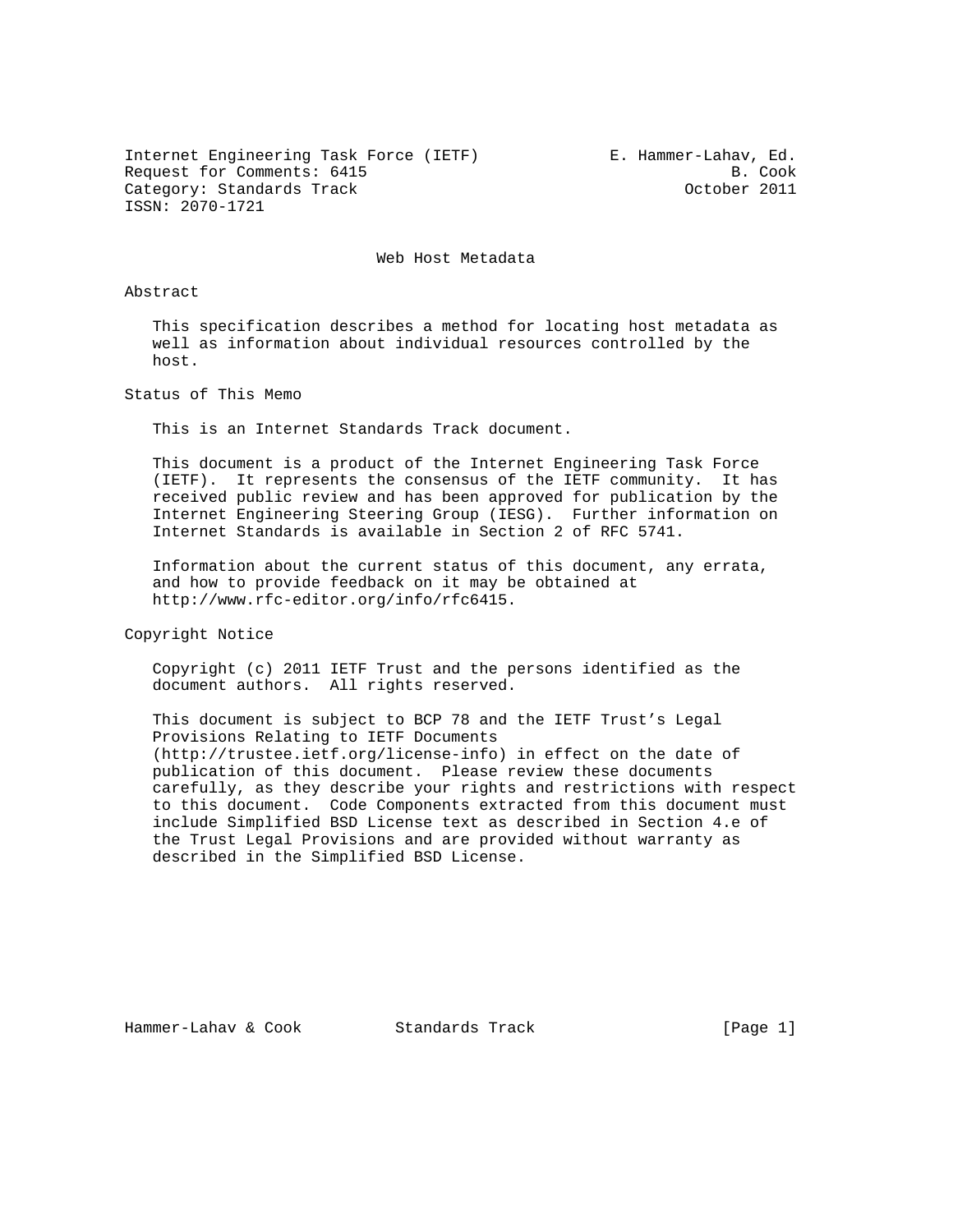Internet Engineering Task Force (IETF) E. Hammer-Lahav, Ed.
Request for Comments: 6415 B. Cook
Category: Standards Track October 2011
ISSN: 2070-1721

# Web Host Metadata

## Abstract

This specification describes a method for locating host metadata as well as information about individual resources controlled by the host.

## Status of This Memo

This is an Internet Standards Track document.

This document is a product of the Internet Engineering Task Force (IETF). It represents the consensus of the IETF community. It has received public review and has been approved for publication by the Internet Engineering Steering Group (IESG). Further information on Internet Standards is available in Section 2 of RFC 5741.

Information about the current status of this document, any errata, and how to provide feedback on it may be obtained at http://www.rfc-editor.org/info/rfc6415.

## Copyright Notice

Copyright (c) 2011 IETF Trust and the persons identified as the document authors. All rights reserved.

This document is subject to BCP 78 and the IETF Trust's Legal Provisions Relating to IETF Documents (http://trustee.ietf.org/license-info) in effect on the date of publication of this document. Please review these documents carefully, as they describe your rights and restrictions with respect to this document. Code Components extracted from this document must include Simplified BSD License text as described in Section 4.e of the Trust Legal Provisions and are provided without warranty as described in the Simplified BSD License.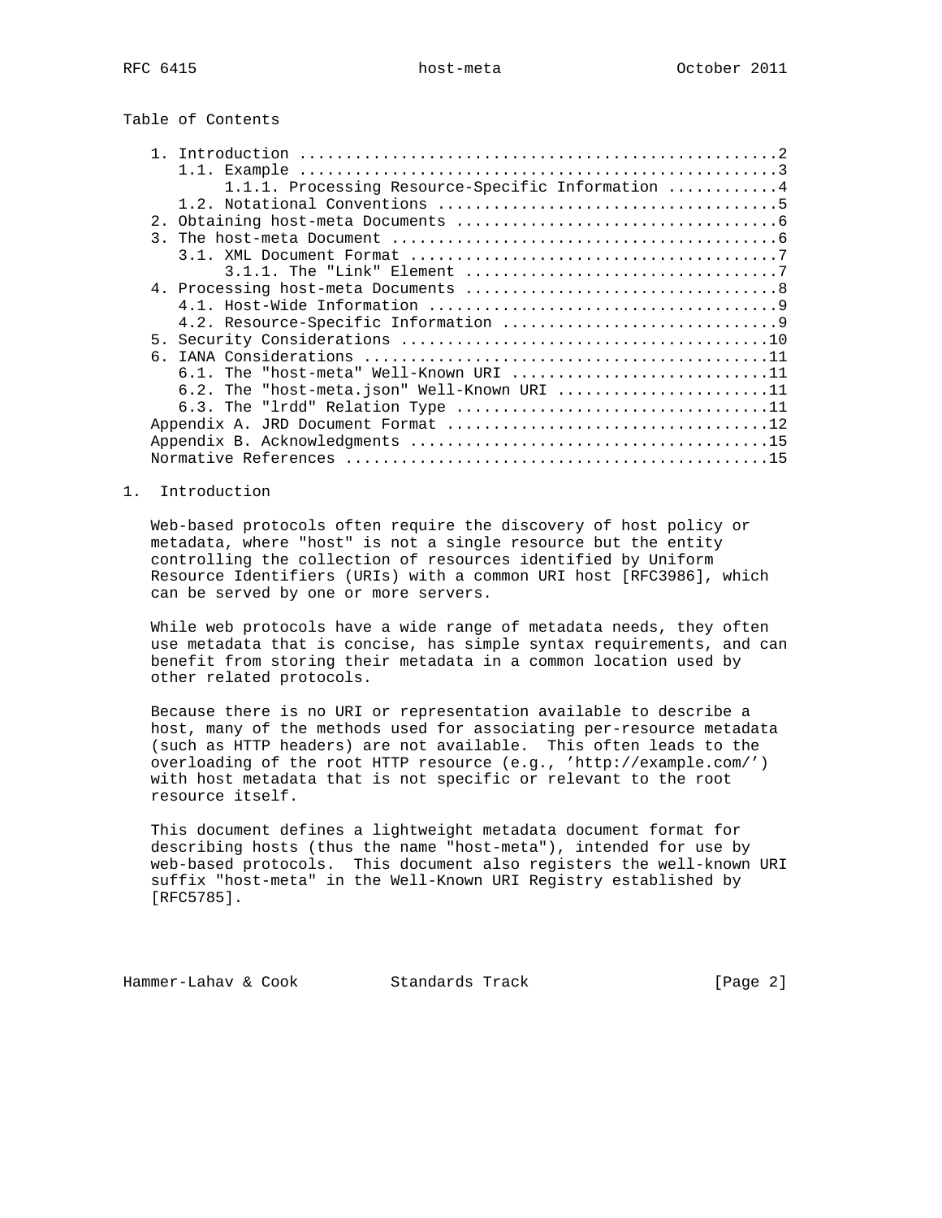## Table of Contents

```
   1. Introduction ....................................................2
      1.1. Example ....................................................3
           1.1.1. Processing Resource-Specific Information ............4
      1.2. Notational Conventions .....................................5
   2. Obtaining host-meta Documents ...................................6
   3. The host-meta Document ..........................................6
      3.1. XML Document Format ........................................7
           3.1.1. The "Link" Element ..................................7
   4. Processing host-meta Documents ..................................8
      4.1. Host-Wide Information ......................................9
      4.2. Resource-Specific Information ..............................9
   5. Security Considerations ........................................10
   6. IANA Considerations ............................................11
      6.1. The "host-meta" Well-Known URI ............................11
      6.2. The "host-meta.json" Well-Known URI .......................11
      6.3. The "lrdd" Relation Type ..................................11
   Appendix A. JRD Document Format ...................................12
   Appendix B. Acknowledgments .......................................15
   Normative References ..............................................15
```

## 1. Introduction

Web-based protocols often require the discovery of host policy or metadata, where "host" is not a single resource but the entity controlling the collection of resources identified by Uniform Resource Identifiers (URIs) with a common URI host [RFC3986], which can be served by one or more servers.

While web protocols have a wide range of metadata needs, they often use metadata that is concise, has simple syntax requirements, and can benefit from storing their metadata in a common location used by other related protocols.

Because there is no URI or representation available to describe a host, many of the methods used for associating per-resource metadata (such as HTTP headers) are not available. This often leads to the overloading of the root HTTP resource (e.g., 'http://example.com/') with host metadata that is not specific or relevant to the root resource itself.

This document defines a lightweight metadata document format for describing hosts (thus the name "host-meta"), intended for use by web-based protocols. This document also registers the well-known URI suffix "host-meta" in the Well-Known URI Registry established by [RFC5785].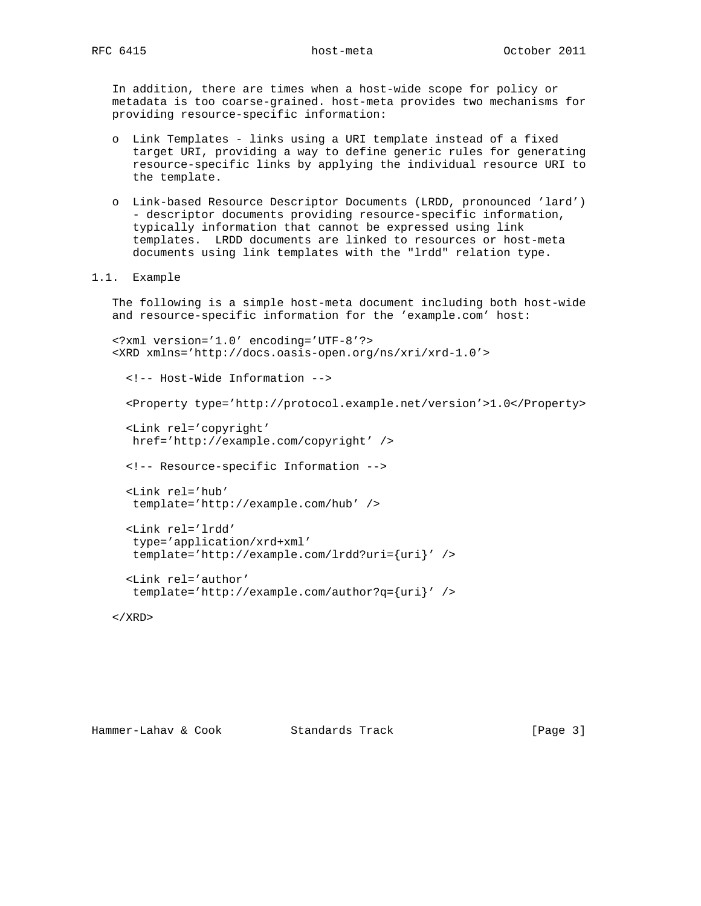In addition, there are times when a host-wide scope for policy or metadata is too coarse-grained. host-meta provides two mechanisms for providing resource-specific information:

- Link Templates - links using a URI template instead of a fixed target URI, providing a way to define generic rules for generating resource-specific links by applying the individual resource URI to the template.

- Link-based Resource Descriptor Documents (LRDD, pronounced 'lard') - descriptor documents providing resource-specific information, typically information that cannot be expressed using link templates. LRDD documents are linked to resources or host-meta documents using link templates with the "lrdd" relation type.

### 1.1. Example

The following is a simple host-meta document including both host-wide and resource-specific information for the 'example.com' host:

```
<?xml version='1.0' encoding='UTF-8'?>
<XRD xmlns='http://docs.oasis-open.org/ns/xri/xrd-1.0'>

  <!-- Host-Wide Information -->

  <Property type='http://protocol.example.net/version'>1.0</Property>

  <Link rel='copyright'
   href='http://example.com/copyright' />

  <!-- Resource-specific Information -->

  <Link rel='hub'
   template='http://example.com/hub' />

  <Link rel='lrdd'
   type='application/xrd+xml'
   template='http://example.com/lrdd?uri={uri}' />

  <Link rel='author'
   template='http://example.com/author?q={uri}' />

</XRD>
```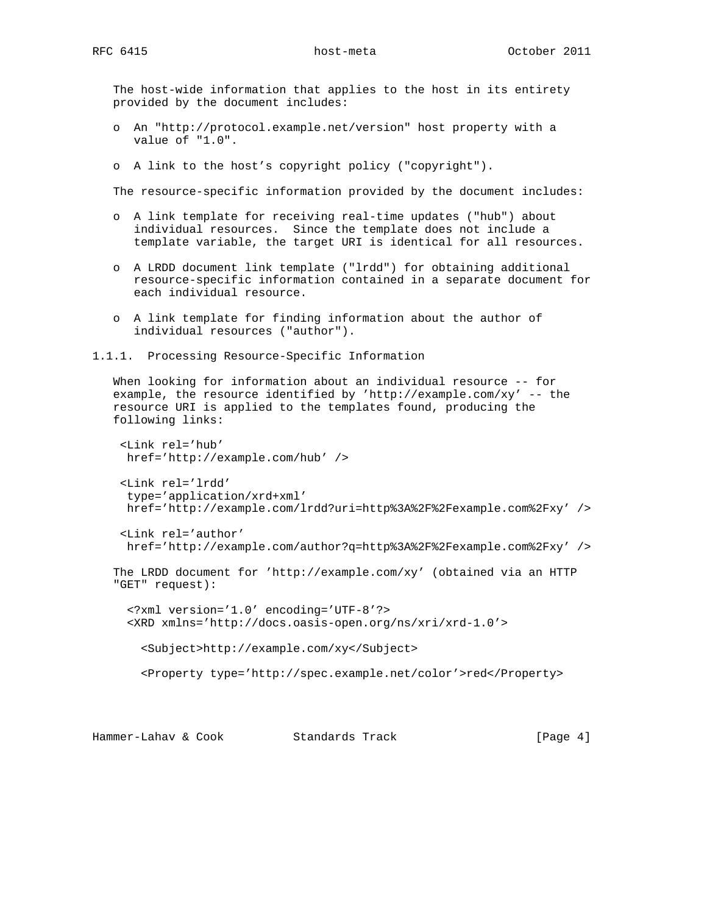The host-wide information that applies to the host in its entirety provided by the document includes:

- An "http://protocol.example.net/version" host property with a value of "1.0".
- A link to the host's copyright policy ("copyright").

The resource-specific information provided by the document includes:

- A link template for receiving real-time updates ("hub") about individual resources. Since the template does not include a template variable, the target URI is identical for all resources.
- A LRDD document link template ("lrdd") for obtaining additional resource-specific information contained in a separate document for each individual resource.
- A link template for finding information about the author of individual resources ("author").

### 1.1.1. Processing Resource-Specific Information

When looking for information about an individual resource -- for example, the resource identified by 'http://example.com/xy' -- the resource URI is applied to the templates found, producing the following links:

```
<Link rel='hub'
 href='http://example.com/hub' />

<Link rel='lrdd'
 type='application/xrd+xml'
 href='http://example.com/lrdd?uri=http%3A%2F%2Fexample.com%2Fxy' />

<Link rel='author'
 href='http://example.com/author?q=http%3A%2F%2Fexample.com%2Fxy' />
```

The LRDD document for 'http://example.com/xy' (obtained via an HTTP "GET" request):

```
<?xml version='1.0' encoding='UTF-8'?>
<XRD xmlns='http://docs.oasis-open.org/ns/xri/xrd-1.0'>

  <Subject>http://example.com/xy</Subject>

  <Property type='http://spec.example.net/color'>red</Property>
```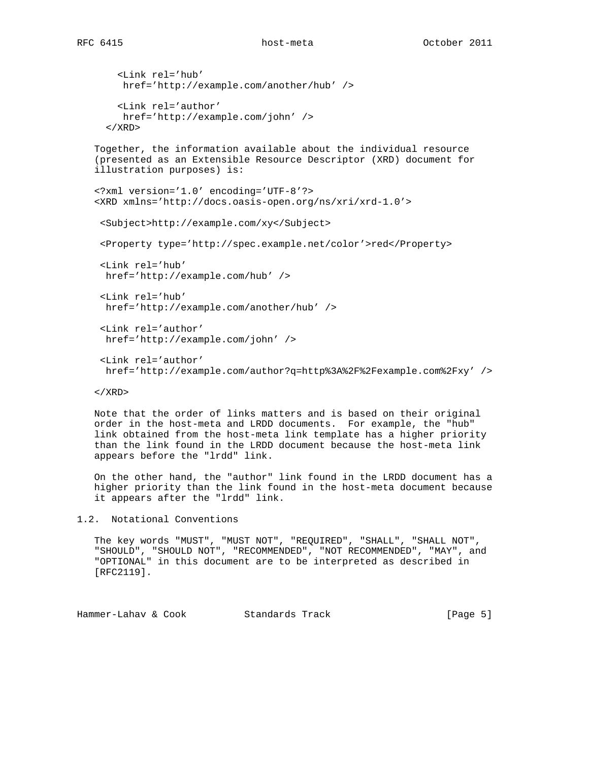```
    <Link rel='hub'
     href='http://example.com/another/hub' />

    <Link rel='author'
     href='http://example.com/john' />
  </XRD>
```

Together, the information available about the individual resource (presented as an Extensible Resource Descriptor (XRD) document for illustration purposes) is:

```
<?xml version='1.0' encoding='UTF-8'?>
<XRD xmlns='http://docs.oasis-open.org/ns/xri/xrd-1.0'>

 <Subject>http://example.com/xy</Subject>

 <Property type='http://spec.example.net/color'>red</Property>

 <Link rel='hub'
  href='http://example.com/hub' />

 <Link rel='hub'
  href='http://example.com/another/hub' />

 <Link rel='author'
  href='http://example.com/john' />

 <Link rel='author'
  href='http://example.com/author?q=http%3A%2F%2Fexample.com%2Fxy' />

</XRD>
```

Note that the order of links matters and is based on their original order in the host-meta and LRDD documents. For example, the "hub" link obtained from the host-meta link template has a higher priority than the link found in the LRDD document because the host-meta link appears before the "lrdd" link.

On the other hand, the "author" link found in the LRDD document has a higher priority than the link found in the host-meta document because it appears after the "lrdd" link.

## 1.2. Notational Conventions

The key words "MUST", "MUST NOT", "REQUIRED", "SHALL", "SHALL NOT", "SHOULD", "SHOULD NOT", "RECOMMENDED", "NOT RECOMMENDED", "MAY", and "OPTIONAL" in this document are to be interpreted as described in [RFC2119].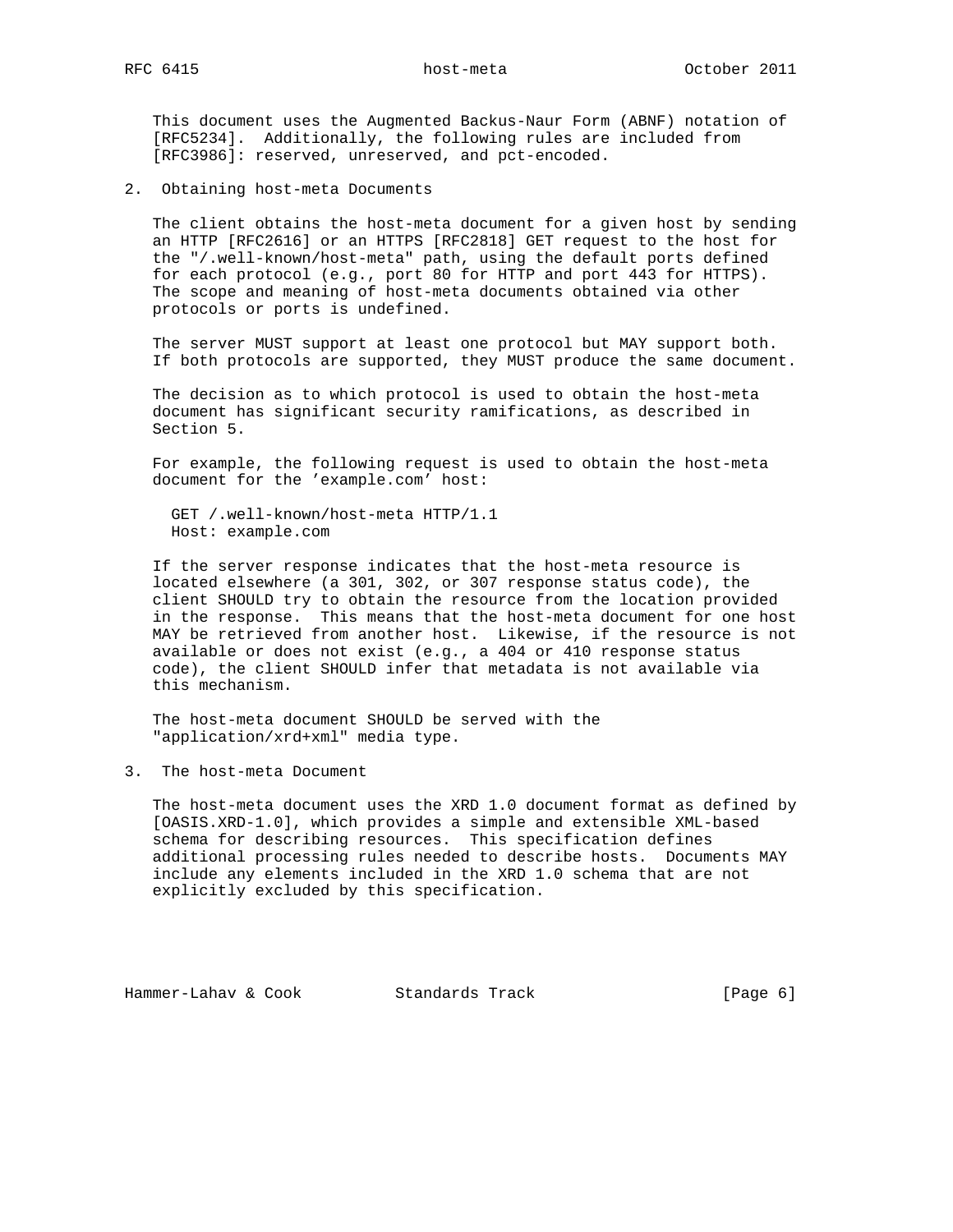This document uses the Augmented Backus-Naur Form (ABNF) notation of [RFC5234]. Additionally, the following rules are included from [RFC3986]: reserved, unreserved, and pct-encoded.

## 2. Obtaining host-meta Documents

The client obtains the host-meta document for a given host by sending an HTTP [RFC2616] or an HTTPS [RFC2818] GET request to the host for the "/.well-known/host-meta" path, using the default ports defined for each protocol (e.g., port 80 for HTTP and port 443 for HTTPS). The scope and meaning of host-meta documents obtained via other protocols or ports is undefined.

The server MUST support at least one protocol but MAY support both. If both protocols are supported, they MUST produce the same document.

The decision as to which protocol is used to obtain the host-meta document has significant security ramifications, as described in Section 5.

For example, the following request is used to obtain the host-meta document for the 'example.com' host:

```
GET /.well-known/host-meta HTTP/1.1
Host: example.com
```

If the server response indicates that the host-meta resource is located elsewhere (a 301, 302, or 307 response status code), the client SHOULD try to obtain the resource from the location provided in the response. This means that the host-meta document for one host MAY be retrieved from another host. Likewise, if the resource is not available or does not exist (e.g., a 404 or 410 response status code), the client SHOULD infer that metadata is not available via this mechanism.

The host-meta document SHOULD be served with the "application/xrd+xml" media type.

## 3. The host-meta Document

The host-meta document uses the XRD 1.0 document format as defined by [OASIS.XRD-1.0], which provides a simple and extensible XML-based schema for describing resources. This specification defines additional processing rules needed to describe hosts. Documents MAY include any elements included in the XRD 1.0 schema that are not explicitly excluded by this specification.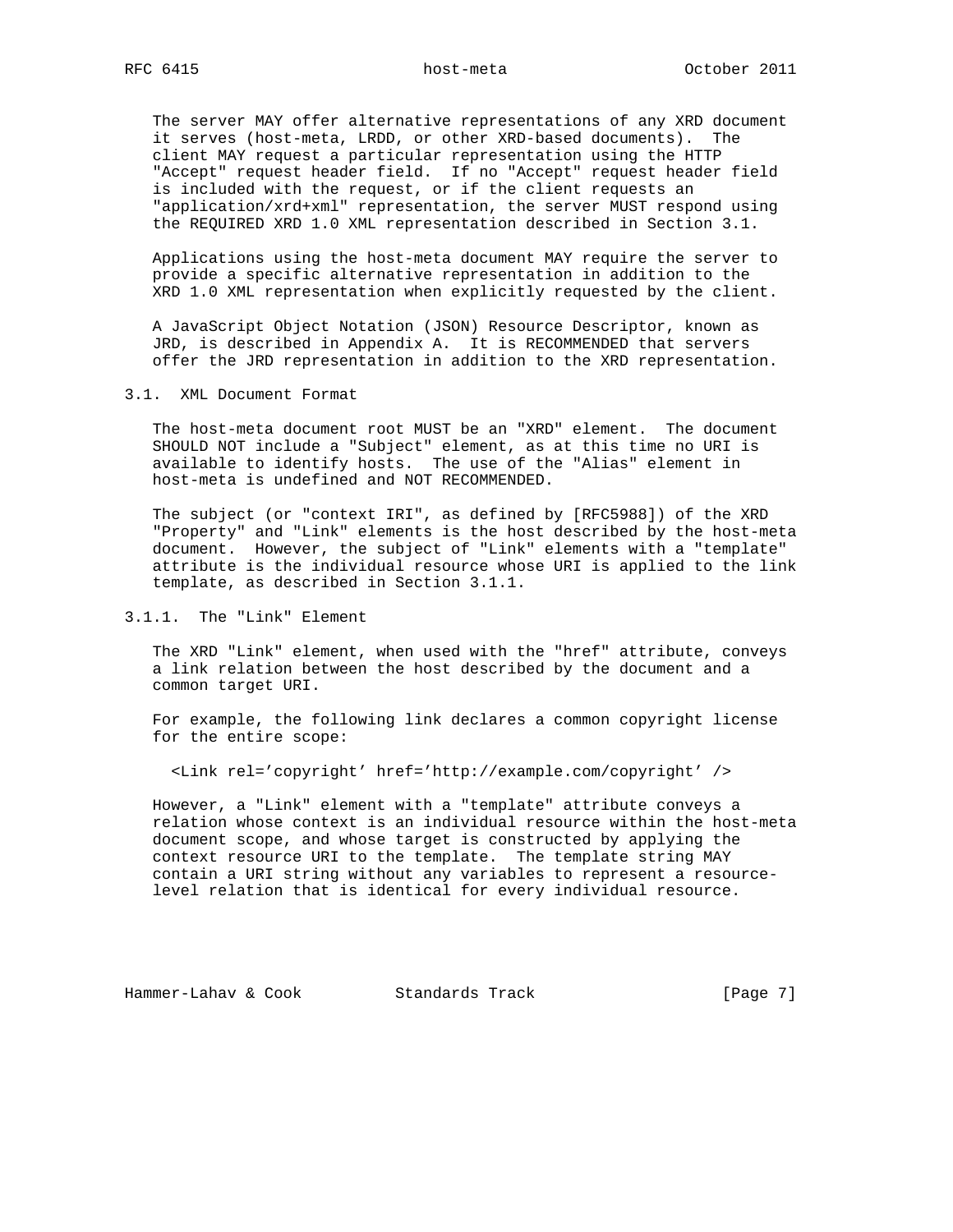The server MAY offer alternative representations of any XRD document it serves (host-meta, LRDD, or other XRD-based documents). The client MAY request a particular representation using the HTTP "Accept" request header field. If no "Accept" request header field is included with the request, or if the client requests an "application/xrd+xml" representation, the server MUST respond using the REQUIRED XRD 1.0 XML representation described in Section 3.1.

Applications using the host-meta document MAY require the server to provide a specific alternative representation in addition to the XRD 1.0 XML representation when explicitly requested by the client.

A JavaScript Object Notation (JSON) Resource Descriptor, known as JRD, is described in Appendix A. It is RECOMMENDED that servers offer the JRD representation in addition to the XRD representation.

## 3.1. XML Document Format

The host-meta document root MUST be an "XRD" element. The document SHOULD NOT include a "Subject" element, as at this time no URI is available to identify hosts. The use of the "Alias" element in host-meta is undefined and NOT RECOMMENDED.

The subject (or "context IRI", as defined by [RFC5988]) of the XRD "Property" and "Link" elements is the host described by the host-meta document. However, the subject of "Link" elements with a "template" attribute is the individual resource whose URI is applied to the link template, as described in Section 3.1.1.

### 3.1.1. The "Link" Element

The XRD "Link" element, when used with the "href" attribute, conveys a link relation between the host described by the document and a common target URI.

For example, the following link declares a common copyright license for the entire scope:

```
<Link rel='copyright' href='http://example.com/copyright' />
```

However, a "Link" element with a "template" attribute conveys a relation whose context is an individual resource within the host-meta document scope, and whose target is constructed by applying the context resource URI to the template. The template string MAY contain a URI string without any variables to represent a resource-level relation that is identical for every individual resource.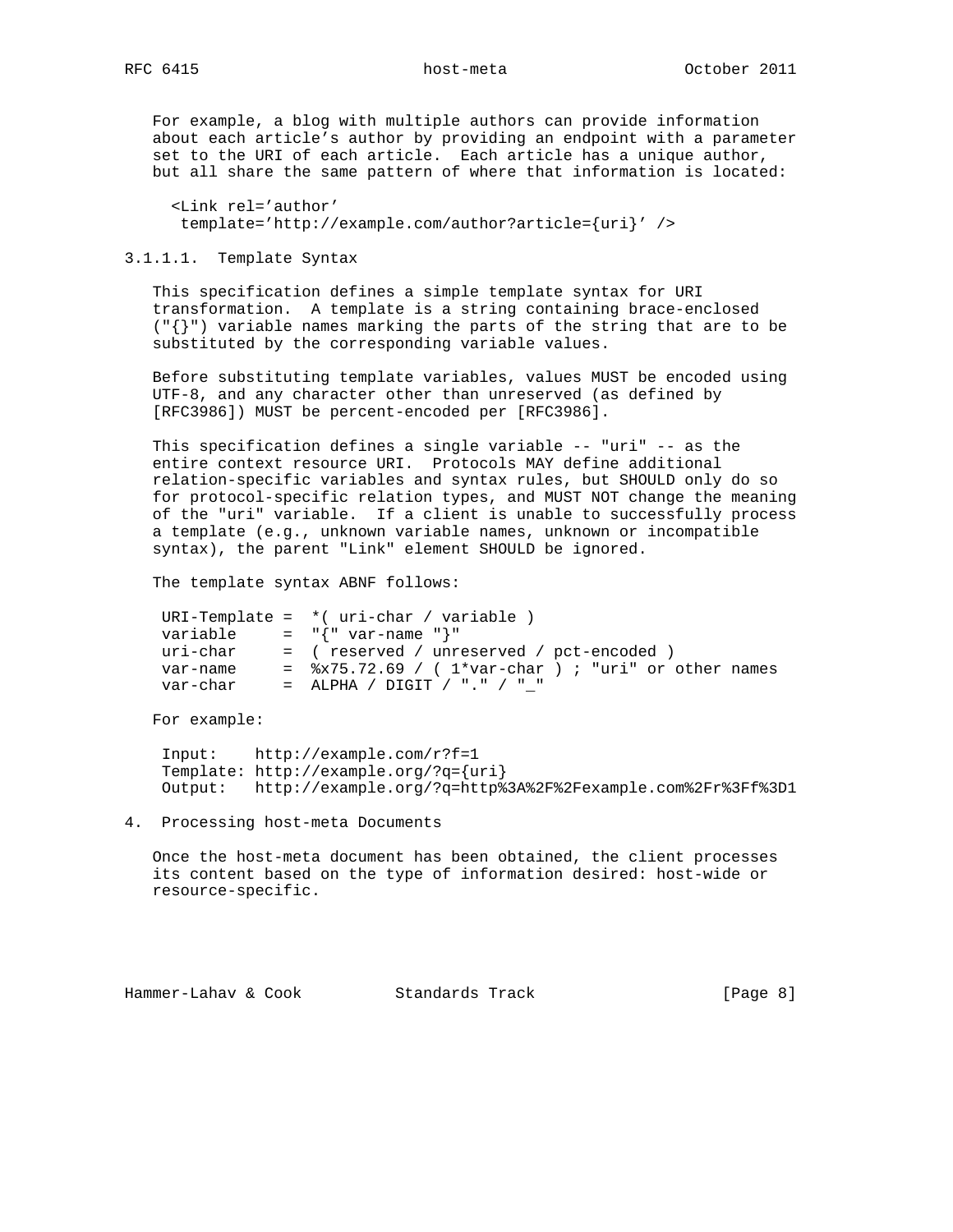For example, a blog with multiple authors can provide information about each article's author by providing an endpoint with a parameter set to the URI of each article. Each article has a unique author, but all share the same pattern of where that information is located:

```
<Link rel='author'
 template='http://example.com/author?article={uri}' />
```

#### 3.1.1.1. Template Syntax

This specification defines a simple template syntax for URI transformation. A template is a string containing brace-enclosed ("{}") variable names marking the parts of the string that are to be substituted by the corresponding variable values.

Before substituting template variables, values MUST be encoded using UTF-8, and any character other than unreserved (as defined by [RFC3986]) MUST be percent-encoded per [RFC3986].

This specification defines a single variable -- "uri" -- as the entire context resource URI. Protocols MAY define additional relation-specific variables and syntax rules, but SHOULD only do so for protocol-specific relation types, and MUST NOT change the meaning of the "uri" variable. If a client is unable to successfully process a template (e.g., unknown variable names, unknown or incompatible syntax), the parent "Link" element SHOULD be ignored.

The template syntax ABNF follows:

```
URI-Template =  *( uri-char / variable )
variable     =  "{" var-name "}"
uri-char     =  ( reserved / unreserved / pct-encoded )
var-name     =  %x75.72.69 / ( 1*var-char ) ; "uri" or other names
var-char     =  ALPHA / DIGIT / "." / "_"
```

For example:

```
Input:    http://example.com/r?f=1
Template: http://example.org/?q={uri}
Output:   http://example.org/?q=http%3A%2F%2Fexample.com%2Fr%3Ff%3D1
```

## 4. Processing host-meta Documents

Once the host-meta document has been obtained, the client processes its content based on the type of information desired: host-wide or resource-specific.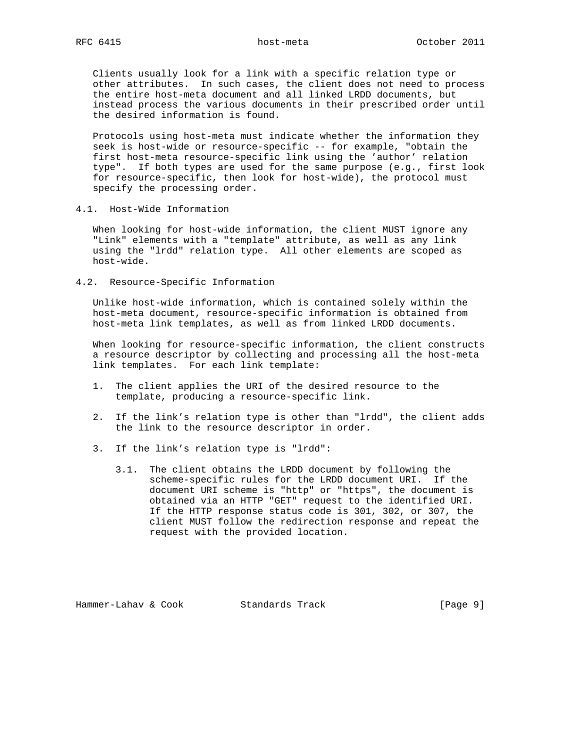Clients usually look for a link with a specific relation type or other attributes. In such cases, the client does not need to process the entire host-meta document and all linked LRDD documents, but instead process the various documents in their prescribed order until the desired information is found.

Protocols using host-meta must indicate whether the information they seek is host-wide or resource-specific -- for example, "obtain the first host-meta resource-specific link using the 'author' relation type". If both types are used for the same purpose (e.g., first look for resource-specific, then look for host-wide), the protocol must specify the processing order.

## 4.1. Host-Wide Information

When looking for host-wide information, the client MUST ignore any "Link" elements with a "template" attribute, as well as any link using the "lrdd" relation type. All other elements are scoped as host-wide.

## 4.2. Resource-Specific Information

Unlike host-wide information, which is contained solely within the host-meta document, resource-specific information is obtained from host-meta link templates, as well as from linked LRDD documents.

When looking for resource-specific information, the client constructs a resource descriptor by collecting and processing all the host-meta link templates. For each link template:

1. The client applies the URI of the desired resource to the template, producing a resource-specific link.

2. If the link's relation type is other than "lrdd", the client adds the link to the resource descriptor in order.

3. If the link's relation type is "lrdd":

   3.1. The client obtains the LRDD document by following the scheme-specific rules for the LRDD document URI. If the document URI scheme is "http" or "https", the document is obtained via an HTTP "GET" request to the identified URI. If the HTTP response status code is 301, 302, or 307, the client MUST follow the redirection response and repeat the request with the provided location.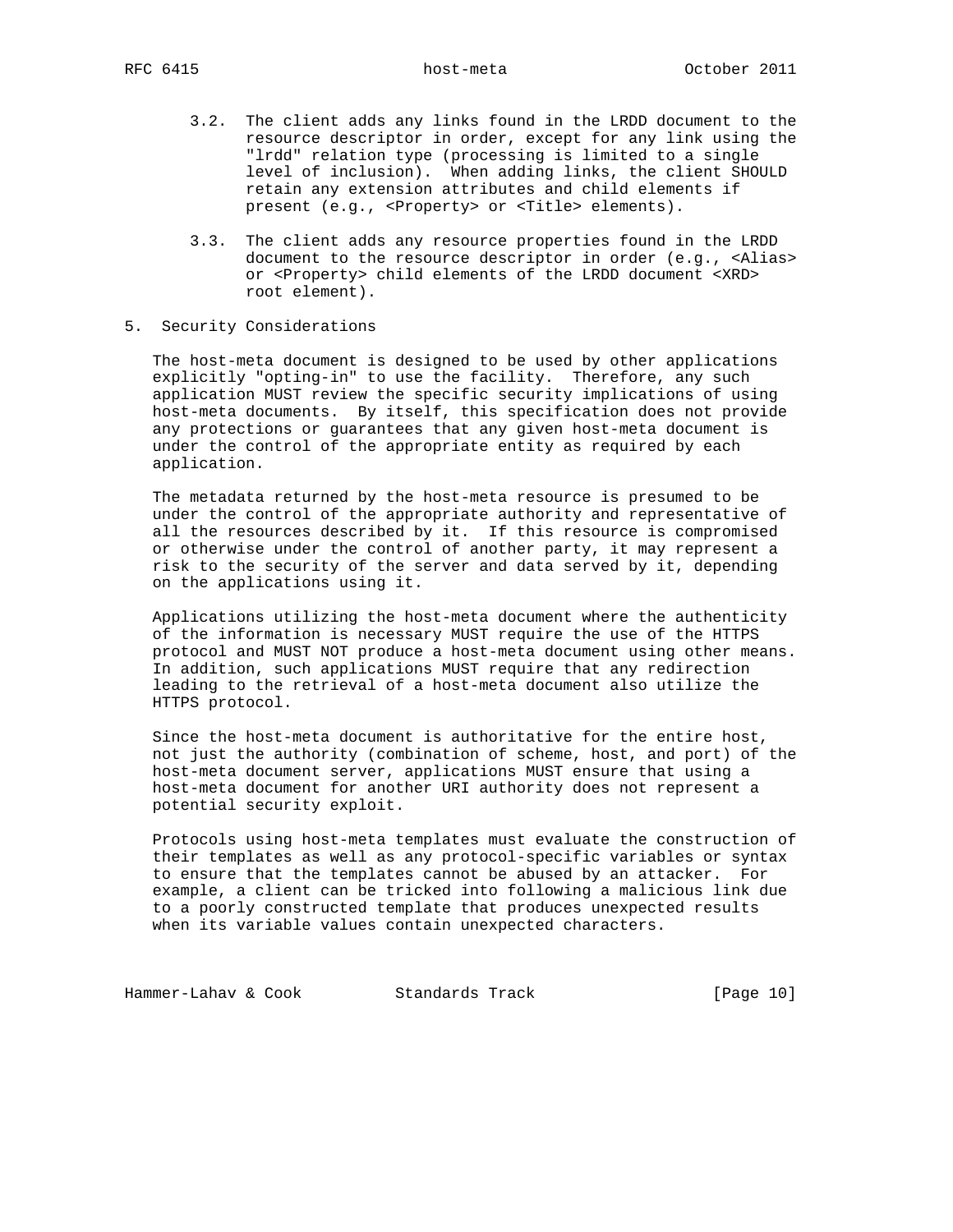3.2. The client adds any links found in the LRDD document to the resource descriptor in order, except for any link using the "lrdd" relation type (processing is limited to a single level of inclusion). When adding links, the client SHOULD retain any extension attributes and child elements if present (e.g., <Property> or <Title> elements).

3.3. The client adds any resource properties found in the LRDD document to the resource descriptor in order (e.g., <Alias> or <Property> child elements of the LRDD document <XRD> root element).

## 5. Security Considerations

The host-meta document is designed to be used by other applications explicitly "opting-in" to use the facility. Therefore, any such application MUST review the specific security implications of using host-meta documents. By itself, this specification does not provide any protections or guarantees that any given host-meta document is under the control of the appropriate entity as required by each application.

The metadata returned by the host-meta resource is presumed to be under the control of the appropriate authority and representative of all the resources described by it. If this resource is compromised or otherwise under the control of another party, it may represent a risk to the security of the server and data served by it, depending on the applications using it.

Applications utilizing the host-meta document where the authenticity of the information is necessary MUST require the use of the HTTPS protocol and MUST NOT produce a host-meta document using other means. In addition, such applications MUST require that any redirection leading to the retrieval of a host-meta document also utilize the HTTPS protocol.

Since the host-meta document is authoritative for the entire host, not just the authority (combination of scheme, host, and port) of the host-meta document server, applications MUST ensure that using a host-meta document for another URI authority does not represent a potential security exploit.

Protocols using host-meta templates must evaluate the construction of their templates as well as any protocol-specific variables or syntax to ensure that the templates cannot be abused by an attacker. For example, a client can be tricked into following a malicious link due to a poorly constructed template that produces unexpected results when its variable values contain unexpected characters.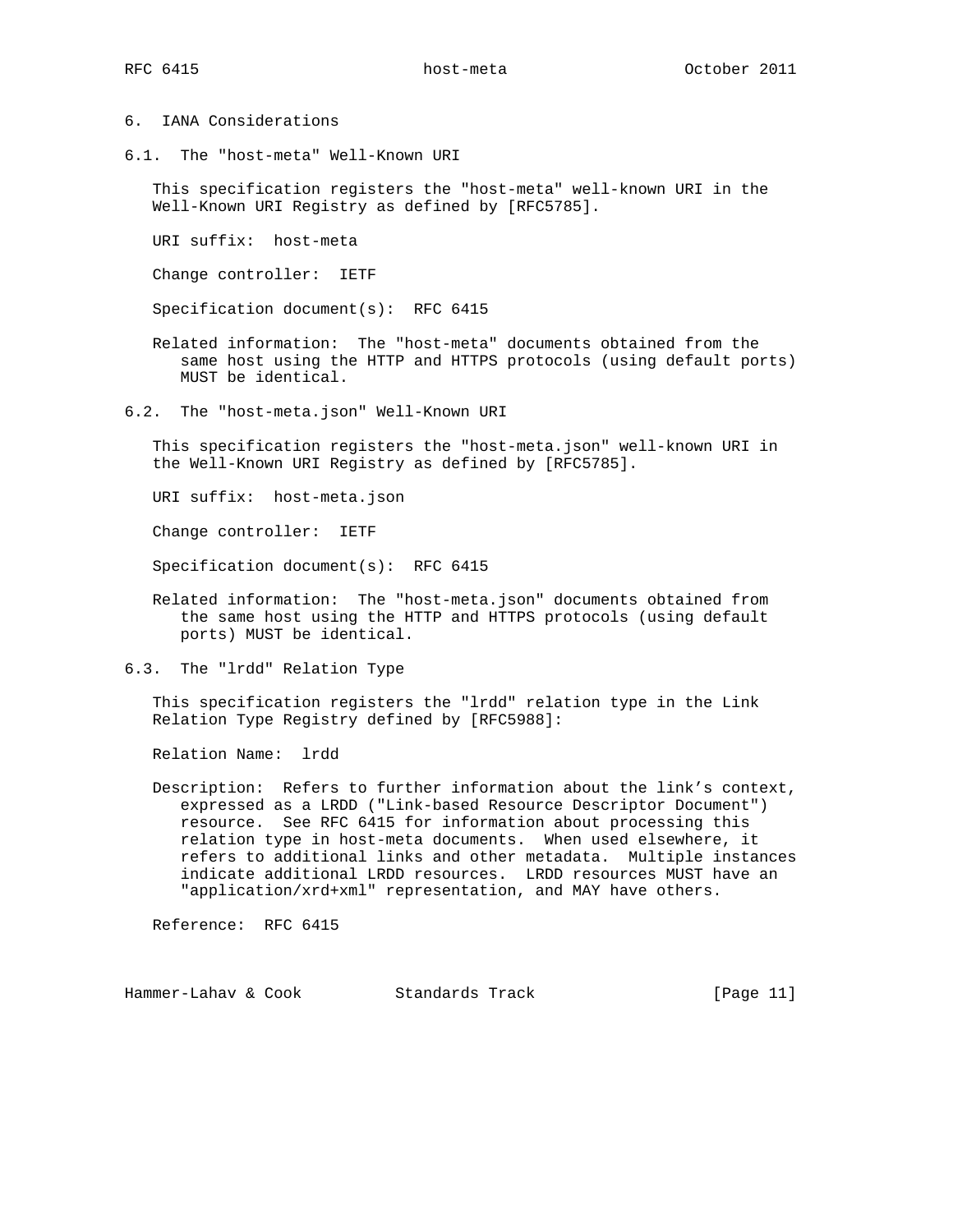# 6. IANA Considerations

## 6.1. The "host-meta" Well-Known URI

This specification registers the "host-meta" well-known URI in the Well-Known URI Registry as defined by [RFC5785].

URI suffix: host-meta

Change controller: IETF

Specification document(s): RFC 6415

Related information: The "host-meta" documents obtained from the same host using the HTTP and HTTPS protocols (using default ports) MUST be identical.

## 6.2. The "host-meta.json" Well-Known URI

This specification registers the "host-meta.json" well-known URI in the Well-Known URI Registry as defined by [RFC5785].

URI suffix: host-meta.json

Change controller: IETF

Specification document(s): RFC 6415

Related information: The "host-meta.json" documents obtained from the same host using the HTTP and HTTPS protocols (using default ports) MUST be identical.

## 6.3. The "lrdd" Relation Type

This specification registers the "lrdd" relation type in the Link Relation Type Registry defined by [RFC5988]:

Relation Name: lrdd

Description: Refers to further information about the link's context, expressed as a LRDD ("Link-based Resource Descriptor Document") resource. See RFC 6415 for information about processing this relation type in host-meta documents. When used elsewhere, it refers to additional links and other metadata. Multiple instances indicate additional LRDD resources. LRDD resources MUST have an "application/xrd+xml" representation, and MAY have others.

Reference: RFC 6415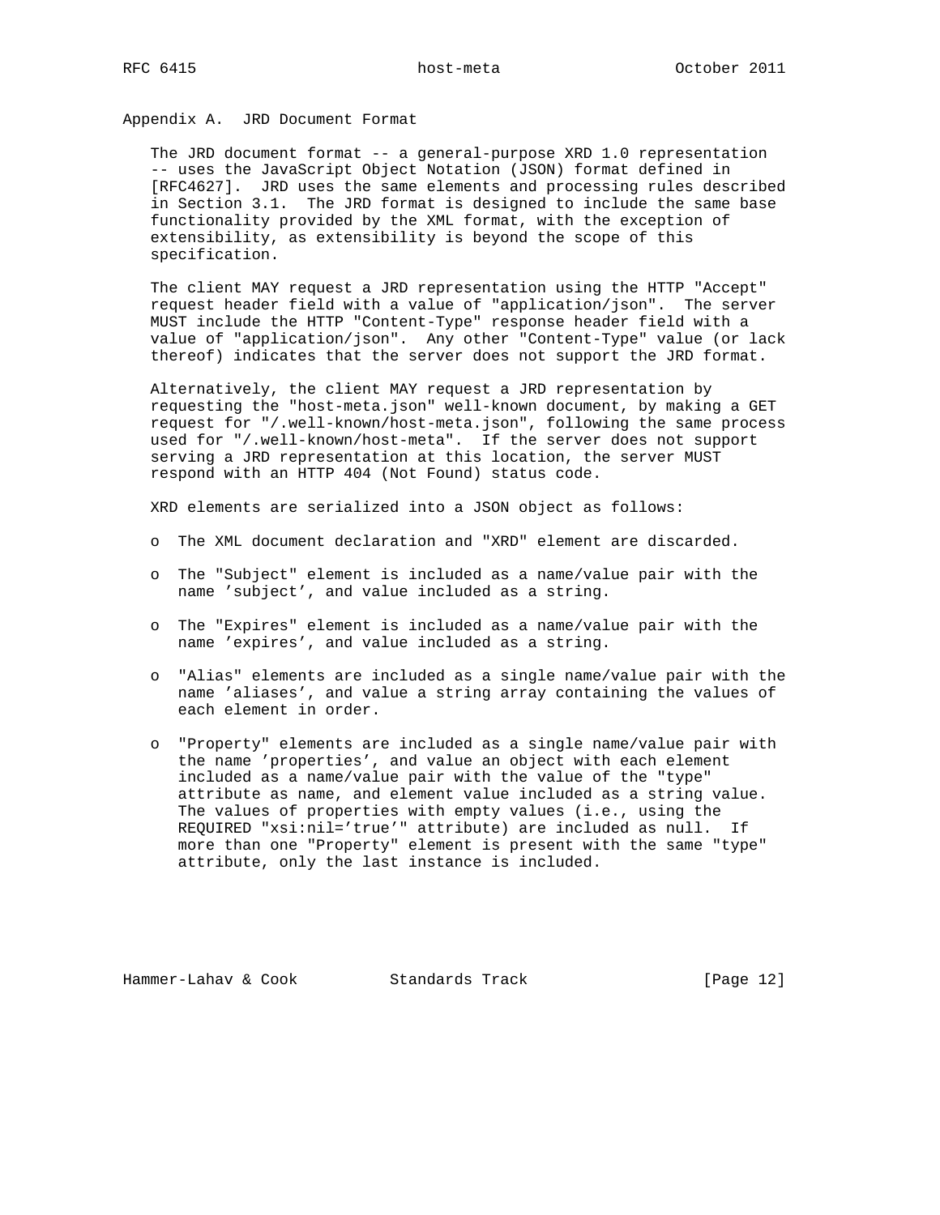## Appendix A. JRD Document Format

The JRD document format -- a general-purpose XRD 1.0 representation -- uses the JavaScript Object Notation (JSON) format defined in [RFC4627]. JRD uses the same elements and processing rules described in Section 3.1. The JRD format is designed to include the same base functionality provided by the XML format, with the exception of extensibility, as extensibility is beyond the scope of this specification.

The client MAY request a JRD representation using the HTTP "Accept" request header field with a value of "application/json". The server MUST include the HTTP "Content-Type" response header field with a value of "application/json". Any other "Content-Type" value (or lack thereof) indicates that the server does not support the JRD format.

Alternatively, the client MAY request a JRD representation by requesting the "host-meta.json" well-known document, by making a GET request for "/.well-known/host-meta.json", following the same process used for "/.well-known/host-meta". If the server does not support serving a JRD representation at this location, the server MUST respond with an HTTP 404 (Not Found) status code.

XRD elements are serialized into a JSON object as follows:

- The XML document declaration and "XRD" element are discarded.
- The "Subject" element is included as a name/value pair with the name 'subject', and value included as a string.
- The "Expires" element is included as a name/value pair with the name 'expires', and value included as a string.
- "Alias" elements are included as a single name/value pair with the name 'aliases', and value a string array containing the values of each element in order.
- "Property" elements are included as a single name/value pair with the name 'properties', and value an object with each element included as a name/value pair with the value of the "type" attribute as name, and element value included as a string value. The values of properties with empty values (i.e., using the REQUIRED "xsi:nil='true'" attribute) are included as null. If more than one "Property" element is present with the same "type" attribute, only the last instance is included.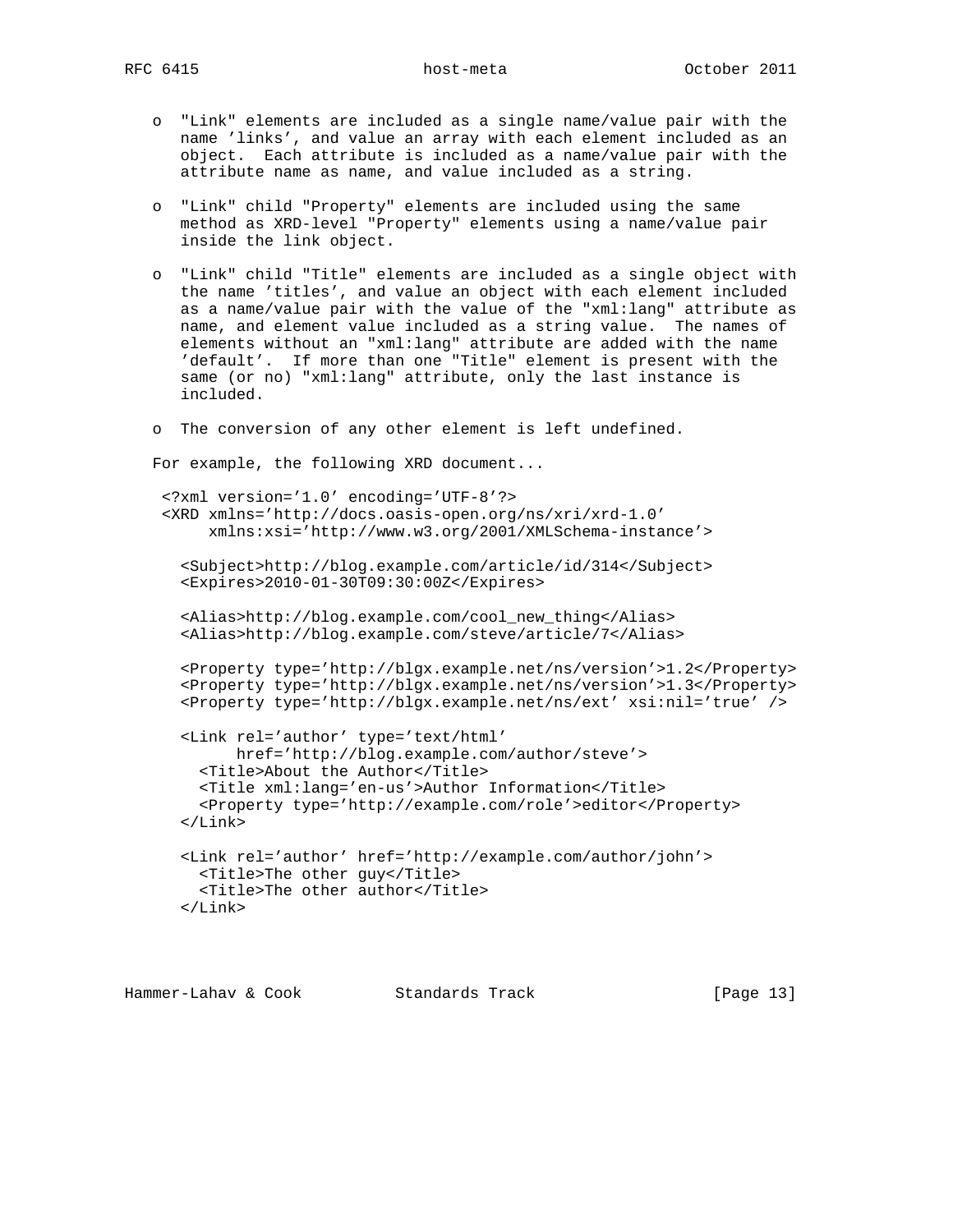- "Link" elements are included as a single name/value pair with the name 'links', and value an array with each element included as an object. Each attribute is included as a name/value pair with the attribute name as name, and value included as a string.

- "Link" child "Property" elements are included using the same method as XRD-level "Property" elements using a name/value pair inside the link object.

- "Link" child "Title" elements are included as a single object with the name 'titles', and value an object with each element included as a name/value pair with the value of the "xml:lang" attribute as name, and element value included as a string value. The names of elements without an "xml:lang" attribute are added with the name 'default'. If more than one "Title" element is present with the same (or no) "xml:lang" attribute, only the last instance is included.

- The conversion of any other element is left undefined.

For example, the following XRD document...

```
<?xml version='1.0' encoding='UTF-8'?>
<XRD xmlns='http://docs.oasis-open.org/ns/xri/xrd-1.0'
     xmlns:xsi='http://www.w3.org/2001/XMLSchema-instance'>

  <Subject>http://blog.example.com/article/id/314</Subject>
  <Expires>2010-01-30T09:30:00Z</Expires>

  <Alias>http://blog.example.com/cool_new_thing</Alias>
  <Alias>http://blog.example.com/steve/article/7</Alias>

  <Property type='http://blgx.example.net/ns/version'>1.2</Property>
  <Property type='http://blgx.example.net/ns/version'>1.3</Property>
  <Property type='http://blgx.example.net/ns/ext' xsi:nil='true' />

  <Link rel='author' type='text/html'
        href='http://blog.example.com/author/steve'>
    <Title>About the Author</Title>
    <Title xml:lang='en-us'>Author Information</Title>
    <Property type='http://example.com/role'>editor</Property>
  </Link>

  <Link rel='author' href='http://example.com/author/john'>
    <Title>The other guy</Title>
    <Title>The other author</Title>
  </Link>
```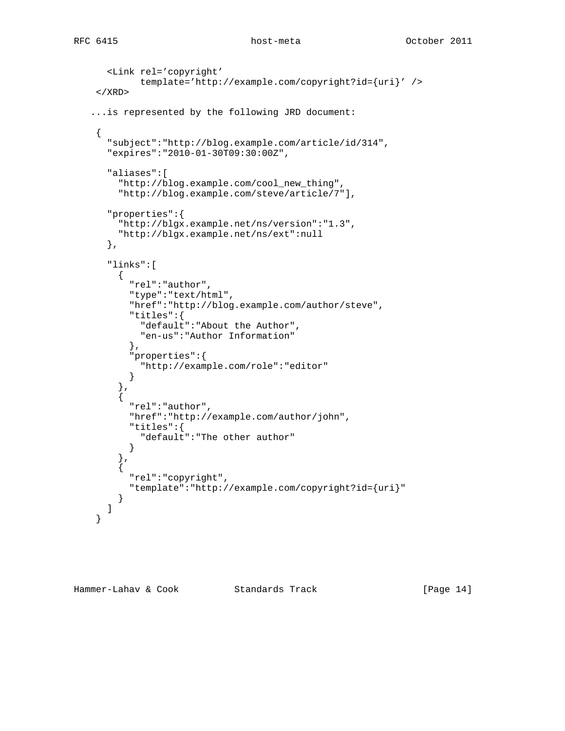```
  <Link rel='copyright'
        template='http://example.com/copyright?id={uri}' />
</XRD>
```

...is represented by the following JRD document:

```
{
  "subject":"http://blog.example.com/article/id/314",
  "expires":"2010-01-30T09:30:00Z",

  "aliases":[
    "http://blog.example.com/cool_new_thing",
    "http://blog.example.com/steve/article/7"],

  "properties":{
    "http://blgx.example.net/ns/version":"1.3",
    "http://blgx.example.net/ns/ext":null
  },

  "links":[
    {
      "rel":"author",
      "type":"text/html",
      "href":"http://blog.example.com/author/steve",
      "titles":{
        "default":"About the Author",
        "en-us":"Author Information"
      },
      "properties":{
        "http://example.com/role":"editor"
      }
    },
    {
      "rel":"author",
      "href":"http://example.com/author/john",
      "titles":{
        "default":"The other author"
      }
    },
    {
      "rel":"copyright",
      "template":"http://example.com/copyright?id={uri}"
    }
  ]
}
```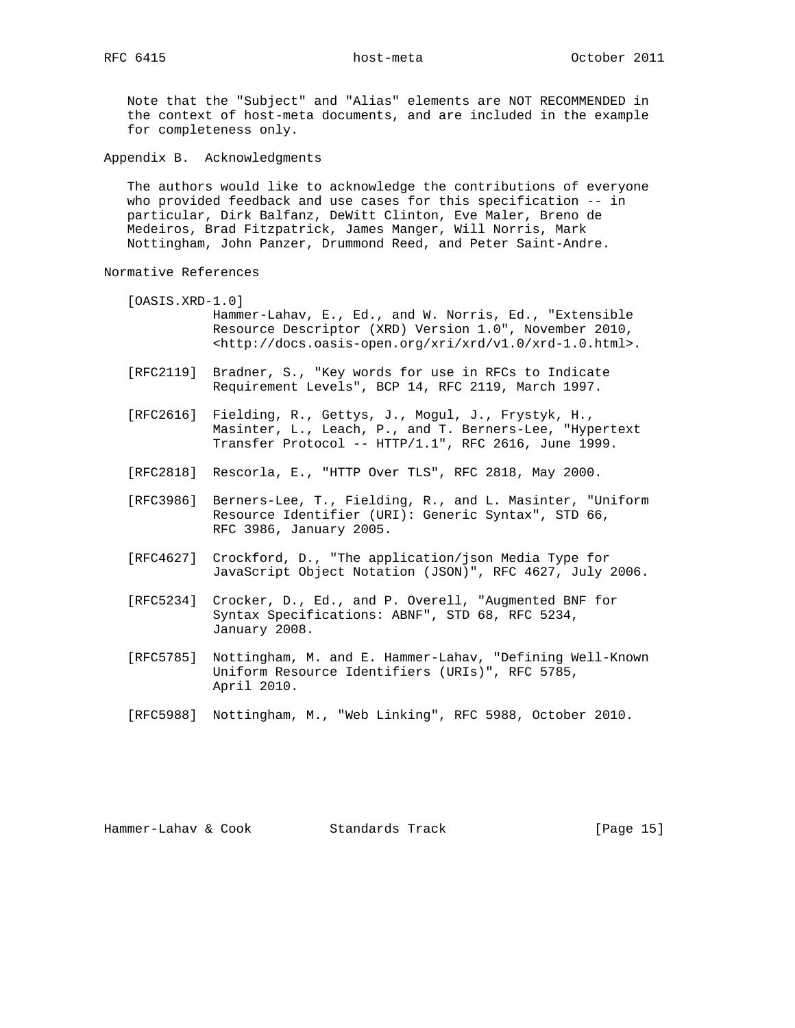Note that the "Subject" and "Alias" elements are NOT RECOMMENDED in the context of host-meta documents, and are included in the example for completeness only.

## Appendix B. Acknowledgments

The authors would like to acknowledge the contributions of everyone who provided feedback and use cases for this specification -- in particular, Dirk Balfanz, DeWitt Clinton, Eve Maler, Breno de Medeiros, Brad Fitzpatrick, James Manger, Will Norris, Mark Nottingham, John Panzer, Drummond Reed, and Peter Saint-Andre.

## Normative References

[OASIS.XRD-1.0] Hammer-Lahav, E., Ed., and W. Norris, Ed., "Extensible Resource Descriptor (XRD) Version 1.0", November 2010, <http://docs.oasis-open.org/xri/xrd/v1.0/xrd-1.0.html>.

[RFC2119] Bradner, S., "Key words for use in RFCs to Indicate Requirement Levels", BCP 14, RFC 2119, March 1997.

[RFC2616] Fielding, R., Gettys, J., Mogul, J., Frystyk, H., Masinter, L., Leach, P., and T. Berners-Lee, "Hypertext Transfer Protocol -- HTTP/1.1", RFC 2616, June 1999.

[RFC2818] Rescorla, E., "HTTP Over TLS", RFC 2818, May 2000.

[RFC3986] Berners-Lee, T., Fielding, R., and L. Masinter, "Uniform Resource Identifier (URI): Generic Syntax", STD 66, RFC 3986, January 2005.

[RFC4627] Crockford, D., "The application/json Media Type for JavaScript Object Notation (JSON)", RFC 4627, July 2006.

[RFC5234] Crocker, D., Ed., and P. Overell, "Augmented BNF for Syntax Specifications: ABNF", STD 68, RFC 5234, January 2008.

[RFC5785] Nottingham, M. and E. Hammer-Lahav, "Defining Well-Known Uniform Resource Identifiers (URIs)", RFC 5785, April 2010.

[RFC5988] Nottingham, M., "Web Linking", RFC 5988, October 2010.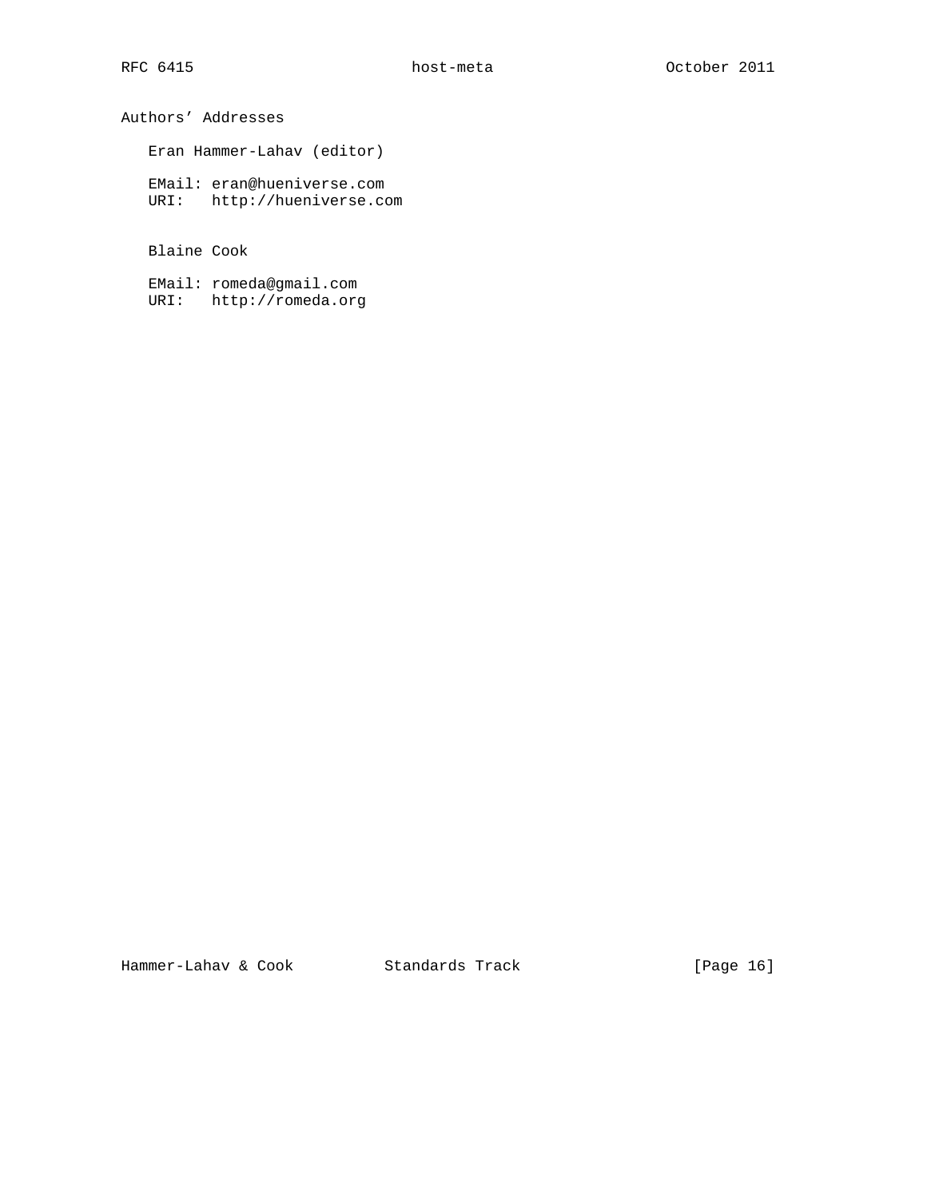# Authors' Addresses

Eran Hammer-Lahav (editor)

EMail: eran@hueniverse.com
URI: http://hueniverse.com

Blaine Cook

EMail: romeda@gmail.com
URI: http://romeda.org